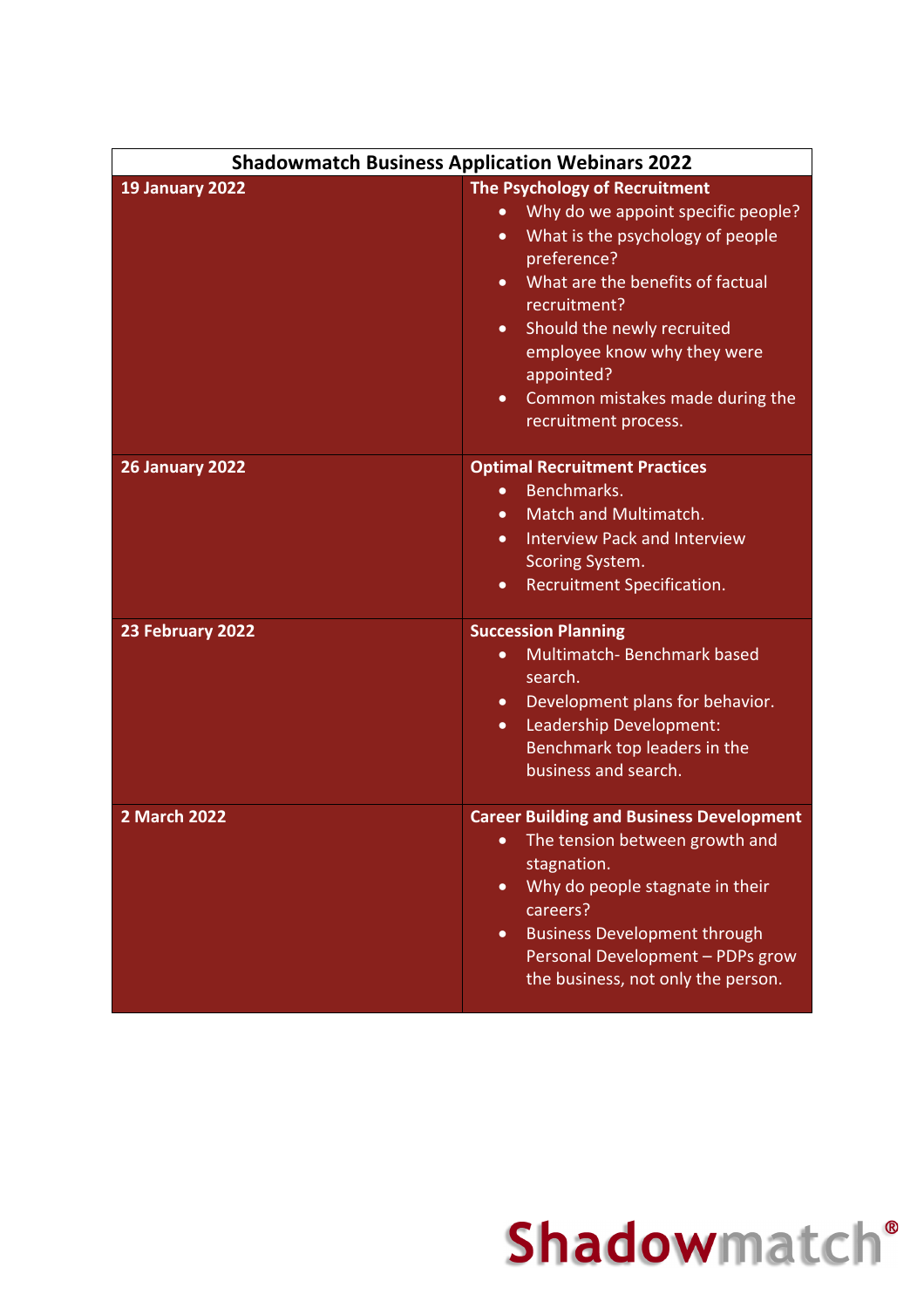| Shadowmatch Business Application Webinars 2022 | |
|---|---|
| **19 January 2022** | **The Psychology of Recruitment**<br>• Why do we appoint specific people?<br>• What is the psychology of people preference?<br>• What are the benefits of factual recruitment?<br>• Should the newly recruited employee know why they were appointed?<br>• Common mistakes made during the recruitment process. |
| **26 January 2022** | **Optimal Recruitment Practices**<br>• Benchmarks.<br>• Match and Multimatch.<br>• Interview Pack and Interview Scoring System.<br>• Recruitment Specification. |
| **23 February 2022** | **Succession Planning**<br>• Multimatch- Benchmark based search.<br>• Development plans for behavior.<br>• Leadership Development: Benchmark top leaders in the business and search. |
| **2 March 2022** | **Career Building and Business Development**<br>• The tension between growth and stagnation.<br>• Why do people stagnate in their careers?<br>• Business Development through Personal Development – PDPs grow the business, not only the person. |

Shadowmatch®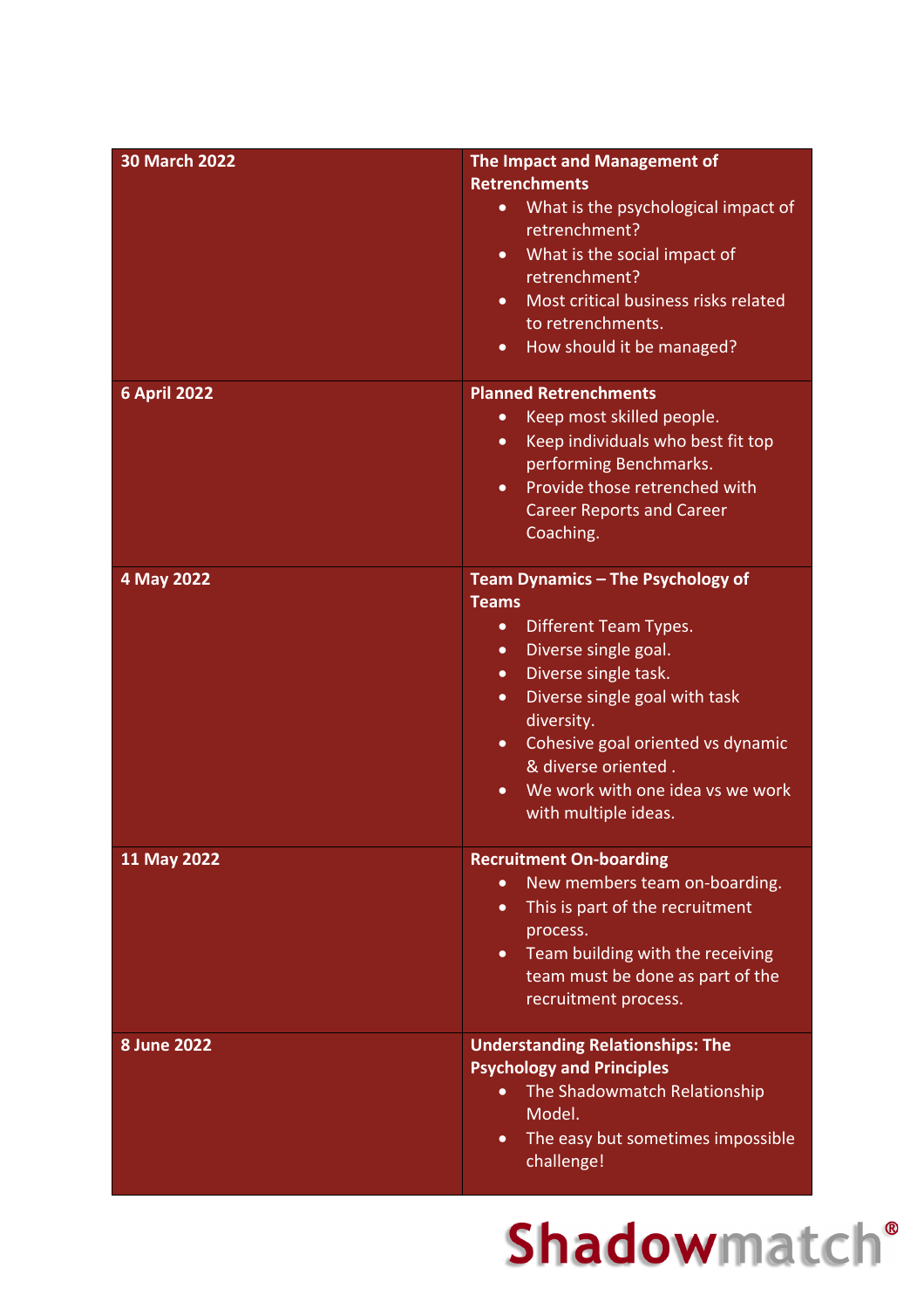| 30 March 2022 | **The Impact and Management of Retrenchments**<br>• What is the psychological impact of retrenchment?<br>• What is the social impact of retrenchment?<br>• Most critical business risks related to retrenchments.<br>• How should it be managed? |
|---|---|
| **6 April 2022** | **Planned Retrenchments**<br>• Keep most skilled people.<br>• Keep individuals who best fit top performing Benchmarks.<br>• Provide those retrenched with Career Reports and Career Coaching. |
| **4 May 2022** | **Team Dynamics – The Psychology of Teams**<br>• Different Team Types.<br>• Diverse single goal.<br>• Diverse single task.<br>• Diverse single goal with task diversity.<br>• Cohesive goal oriented vs dynamic & diverse oriented .<br>• We work with one idea vs we work with multiple ideas. |
| **11 May 2022** | **Recruitment On-boarding**<br>• New members team on-boarding.<br>• This is part of the recruitment process.<br>• Team building with the receiving team must be done as part of the recruitment process. |
| **8 June 2022** | **Understanding Relationships: The Psychology and Principles**<br>• The Shadowmatch Relationship Model.<br>• The easy but sometimes impossible challenge! |

Shadowmatch®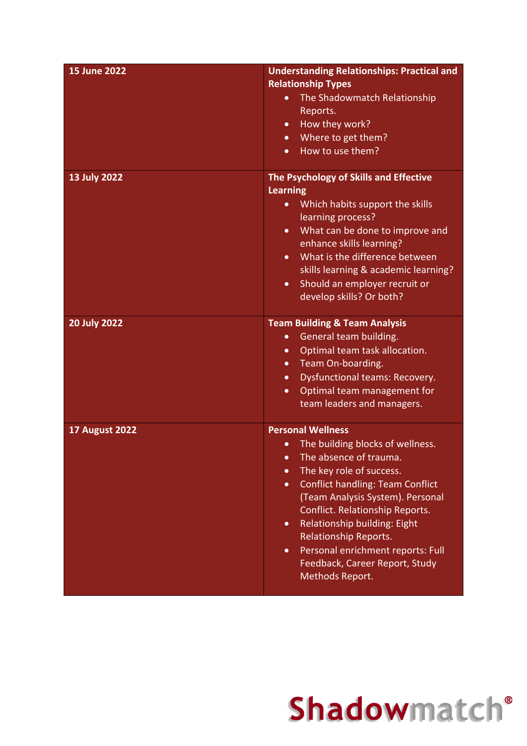| | |
|---|---|
| **15 June 2022** | **Understanding Relationships: Practical and Relationship Types**<br>• The Shadowmatch Relationship Reports.<br>• How they work?<br>• Where to get them?<br>• How to use them? |
| **13 July 2022** | **The Psychology of Skills and Effective Learning**<br>• Which habits support the skills learning process?<br>• What can be done to improve and enhance skills learning?<br>• What is the difference between skills learning & academic learning?<br>• Should an employer recruit or develop skills? Or both? |
| **20 July 2022** | **Team Building & Team Analysis**<br>• General team building.<br>• Optimal team task allocation.<br>• Team On-boarding.<br>• Dysfunctional teams: Recovery.<br>• Optimal team management for team leaders and managers. |
| **17 August 2022** | **Personal Wellness**<br>• The building blocks of wellness.<br>• The absence of trauma.<br>• The key role of success.<br>• Conflict handling: Team Conflict (Team Analysis System). Personal Conflict. Relationship Reports.<br>• Relationship building: Eight Relationship Reports.<br>• Personal enrichment reports: Full Feedback, Career Report, Study Methods Report. |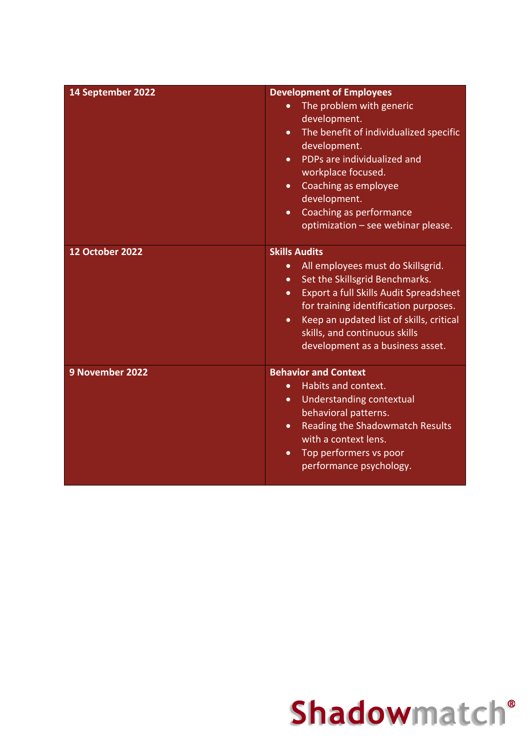| | |
|---|---|
| **14 September 2022** | **Development of Employees**<br>• The problem with generic development.<br>• The benefit of individualized specific development.<br>• PDPs are individualized and workplace focused.<br>• Coaching as employee development.<br>• Coaching as performance optimization – see webinar please. |
| **12 October 2022** | **Skills Audits**<br>• All employees must do Skillsgrid.<br>• Set the Skillsgrid Benchmarks.<br>• Export a full Skills Audit Spreadsheet for training identification purposes.<br>• Keep an updated list of skills, critical skills, and continuous skills development as a business asset. |
| **9 November 2022** | **Behavior and Context**<br>• Habits and context.<br>• Understanding contextual behavioral patterns.<br>• Reading the Shadowmatch Results with a context lens.<br>• Top performers vs poor performance psychology. |